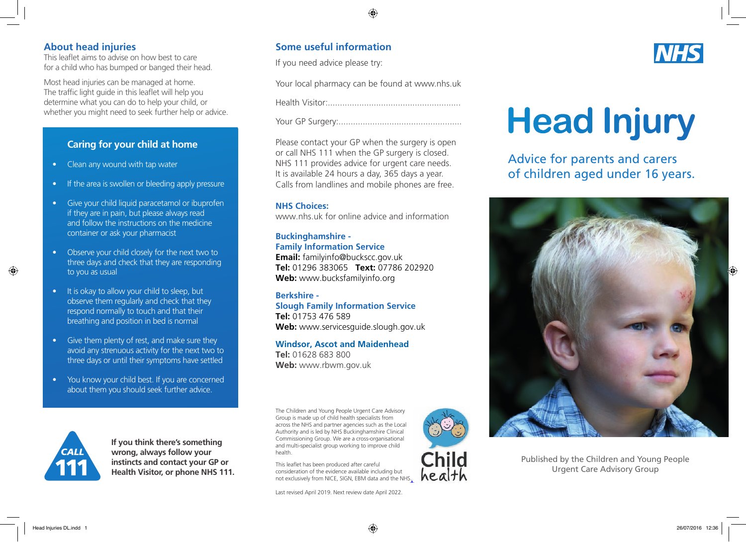## About head injuries

This leaflet aims to advise on how best to care for a child who has bumped or banged their head.

Most head injuries can be managed at home. The traffic light guide in this leaflet will help you determine what you can do to help your child, or whether you might need to seek further help or advice.

### Caring for your child at home

- Clean any wound with tap water
- If the area is swollen or bleeding apply pressure
- Give your child liquid paracetamol or ibuprofen if they are in pain, but please always read and follow the instructions on the medicine container or ask your pharmacist
- Observe your child closely for the next two to three days and check that they are responding to you as usual
- It is okay to allow your child to sleep, but observe them regularly and check that they respond normally to touch and that their breathing and position in bed is normal
- Give them plenty of rest, and make sure they avoid any strenuous activity for the next two to three days or until their symptoms have settled
- You know your child best. If you are concerned about them you should seek further advice.

CALL 111

**If you think there's something wrong, always follow your instincts and contact your GP or Health Visitor, or phone NHS 111.**

## Some useful information

If you need advice please try:

Your local pharmacy can be found at www.nhs.uk

Health Visitor:.......................................................

Your GP Surgery:...................................................

Please contact your GP when the surgery is open or call NHS 111 when the GP surgery is closed. NHS 111 provides advice for urgent care needs. It is available 24 hours a day, 365 days a year. Calls from landlines and mobile phones are free.

**NHS Choices:**
www.nhs.uk for online advice and information

**Buckinghamshire - Family Information Service**
**Email:** familyinfo@buckscc.gov.uk
**Tel:** 01296 383065 **Text:** 07786 202920
**Web:** www.bucksfamilyinfo.org

**Berkshire - Slough Family Information Service**
**Tel:** 01753 476 589
**Web:** www.servicesguide.slough.gov.uk

**Windsor, Ascot and Maidenhead**
**Tel:** 01628 683 800
**Web:** www.rbwm.gov.uk

The Children and Young People Urgent Care Advisory Group is made up of child health specialists from across the NHS and partner agencies such as the Local Authority and is led by NHS Buckinghamshire Clinical Commissioning Group. We are a cross-organisational and multi-specialist group working to improve child health.

This leaflet has been produced after careful consideration of the evidence available including but not exclusively from NICE, SIGN, EBM data and the NHS.

Last revised April 2019. Next review date April 2022.

Child health

NHS

# Head Injury

Advice for parents and carers of children aged under 16 years.

Published by the Children and Young People Urgent Care Advisory Group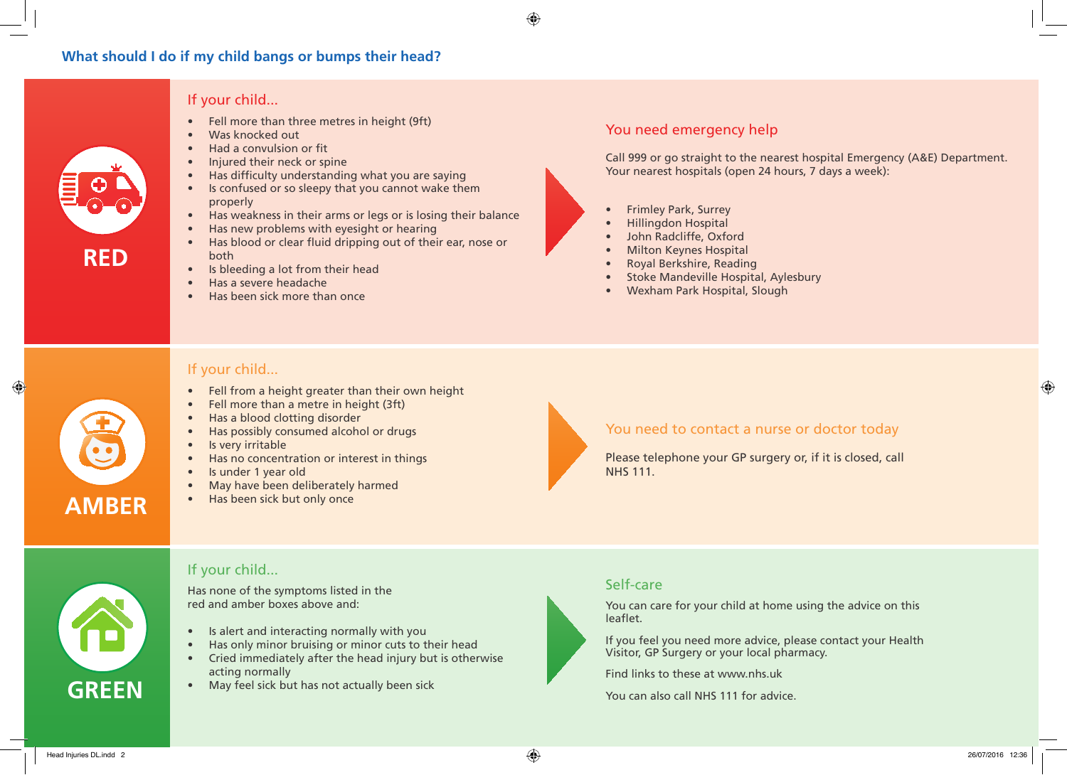## What should I do if my child bangs or bumps their head?

### RED

**If your child...**

- Fell more than three metres in height (9ft)
- Was knocked out
- Had a convulsion or fit
- Injured their neck or spine
- Has difficulty understanding what you are saying
- Is confused or so sleepy that you cannot wake them properly
- Has weakness in their arms or legs or is losing their balance
- Has new problems with eyesight or hearing
- Has blood or clear fluid dripping out of their ear, nose or both
- Is bleeding a lot from their head
- Has a severe headache
- Has been sick more than once

**You need emergency help**

Call 999 or go straight to the nearest hospital Emergency (A&E) Department. Your nearest hospitals (open 24 hours, 7 days a week):

- Frimley Park, Surrey
- Hillingdon Hospital
- John Radcliffe, Oxford
- Milton Keynes Hospital
- Royal Berkshire, Reading
- Stoke Mandeville Hospital, Aylesbury
- Wexham Park Hospital, Slough

### AMBER

**If your child...**

- Fell from a height greater than their own height
- Fell more than a metre in height (3ft)
- Has a blood clotting disorder
- Has possibly consumed alcohol or drugs
- Is very irritable
- Has no concentration or interest in things
- Is under 1 year old
- May have been deliberately harmed
- Has been sick but only once

**You need to contact a nurse or doctor today**

Please telephone your GP surgery or, if it is closed, call NHS 111.

### GREEN

**If your child...**

Has none of the symptoms listed in the red and amber boxes above and:

- Is alert and interacting normally with you
- Has only minor bruising or minor cuts to their head
- Cried immediately after the head injury but is otherwise acting normally
- May feel sick but has not actually been sick

**Self-care**

You can care for your child at home using the advice on this leaflet.

If you feel you need more advice, please contact your Health Visitor, GP Surgery or your local pharmacy.

Find links to these at www.nhs.uk

You can also call NHS 111 for advice.